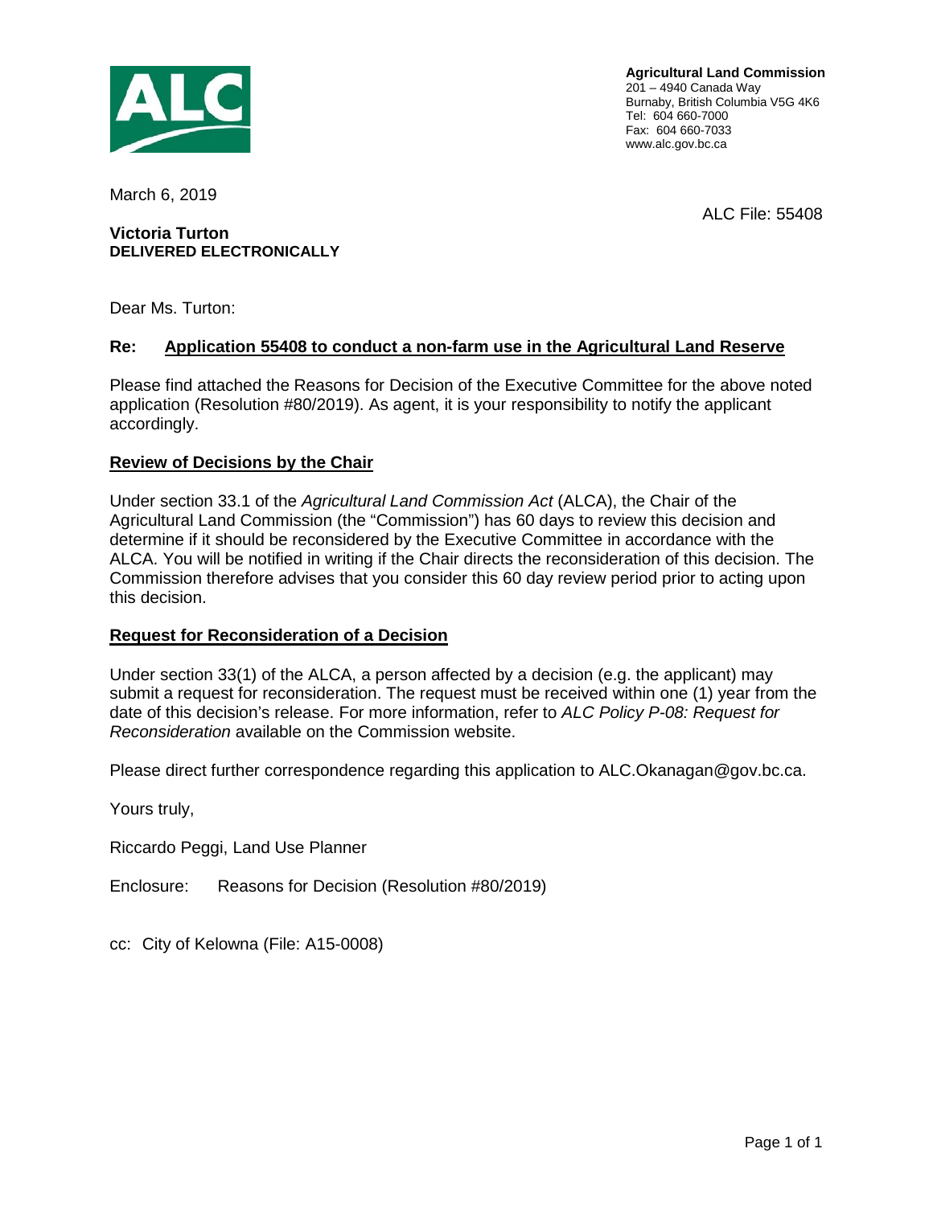**Agricultural Land Commission**
201 – 4940 Canada Way
Burnaby, British Columbia V5G 4K6
Tel: 604 660-7000
Fax: 604 660-7033
www.alc.gov.bc.ca

March 6, 2019

ALC File: 55408

**Victoria Turton**
**DELIVERED ELECTRONICALLY**

Dear Ms. Turton:

**Re: <u>Application 55408 to conduct a non-farm use in the Agricultural Land Reserve</u>**

Please find attached the Reasons for Decision of the Executive Committee for the above noted application (Resolution #80/2019). As agent, it is your responsibility to notify the applicant accordingly.

**<u>Review of Decisions by the Chair</u>**

Under section 33.1 of the *Agricultural Land Commission Act* (ALCA), the Chair of the Agricultural Land Commission (the "Commission") has 60 days to review this decision and determine if it should be reconsidered by the Executive Committee in accordance with the ALCA. You will be notified in writing if the Chair directs the reconsideration of this decision. The Commission therefore advises that you consider this 60 day review period prior to acting upon this decision.

**<u>Request for Reconsideration of a Decision</u>**

Under section 33(1) of the ALCA, a person affected by a decision (e.g. the applicant) may submit a request for reconsideration. The request must be received within one (1) year from the date of this decision's release. For more information, refer to *ALC Policy P-08: Request for Reconsideration* available on the Commission website.

Please direct further correspondence regarding this application to ALC.Okanagan@gov.bc.ca.

Yours truly,

Riccardo Peggi, Land Use Planner

Enclosure: Reasons for Decision (Resolution #80/2019)

cc: City of Kelowna (File: A15-0008)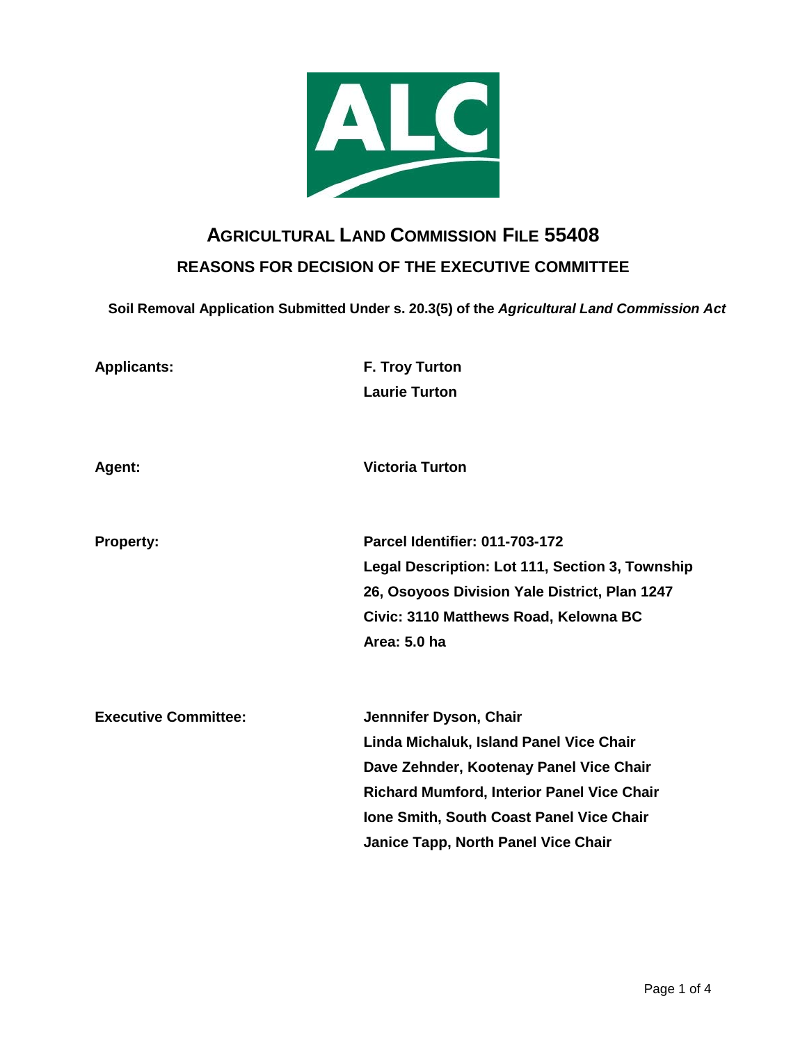# AGRICULTURAL LAND COMMISSION FILE 55408

## REASONS FOR DECISION OF THE EXECUTIVE COMMITTEE

**Soil Removal Application Submitted Under s. 20.3(5) of the *Agricultural Land Commission Act***

| | |
|---|---|
| **Applicants:** | **F. Troy Turton**<br>**Laurie Turton** |
| **Agent:** | **Victoria Turton** |
| **Property:** | **Parcel Identifier: 011-703-172**<br>**Legal Description: Lot 111, Section 3, Township 26, Osoyoos Division Yale District, Plan 1247**<br>**Civic: 3110 Matthews Road, Kelowna BC**<br>**Area: 5.0 ha** |
| **Executive Committee:** | **Jennnifer Dyson, Chair**<br>**Linda Michaluk, Island Panel Vice Chair**<br>**Dave Zehnder, Kootenay Panel Vice Chair**<br>**Richard Mumford, Interior Panel Vice Chair**<br>**Ione Smith, South Coast Panel Vice Chair**<br>**Janice Tapp, North Panel Vice Chair** |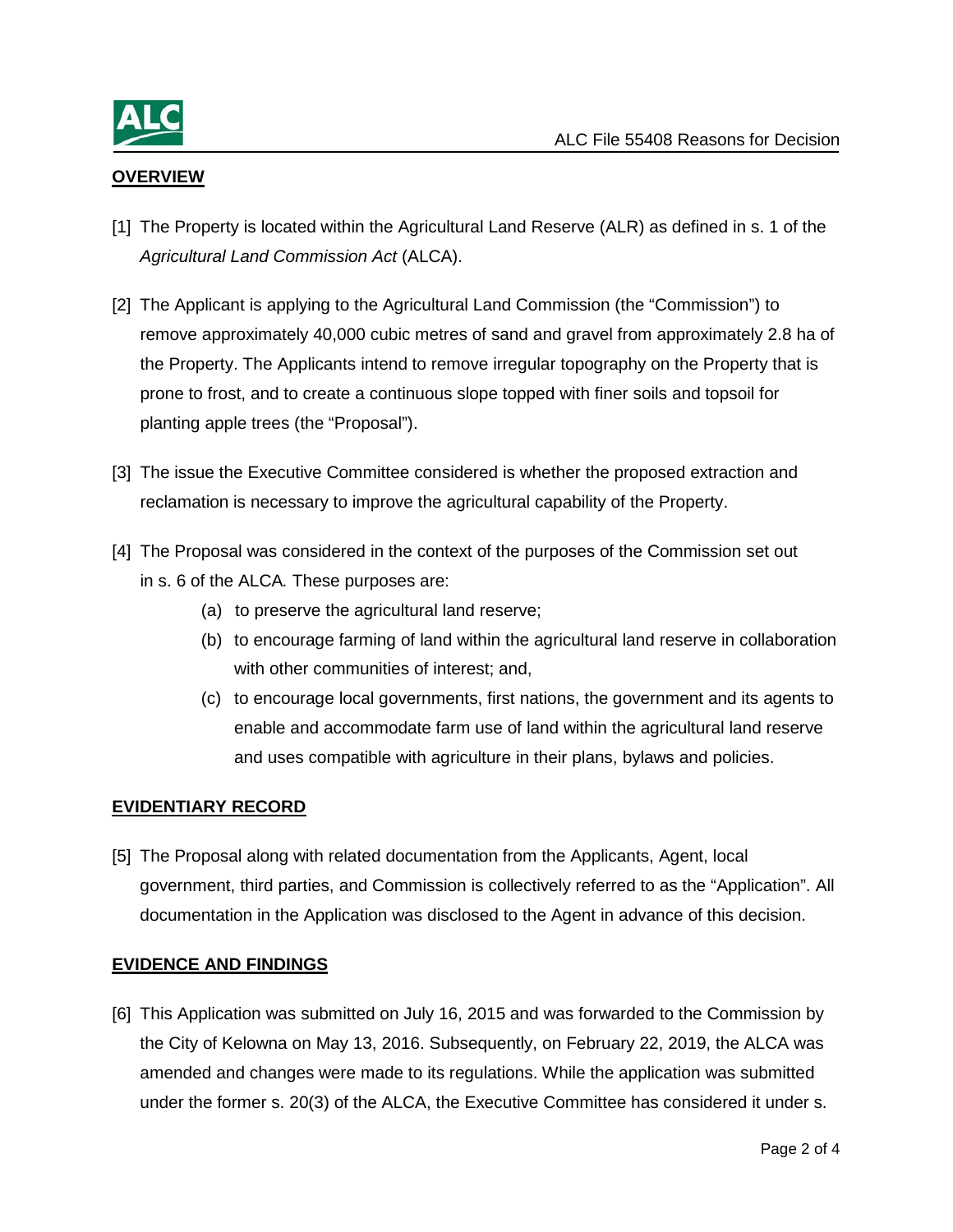## OVERVIEW

[1] The Property is located within the Agricultural Land Reserve (ALR) as defined in s. 1 of the *Agricultural Land Commission Act* (ALCA).

[2] The Applicant is applying to the Agricultural Land Commission (the "Commission") to remove approximately 40,000 cubic metres of sand and gravel from approximately 2.8 ha of the Property. The Applicants intend to remove irregular topography on the Property that is prone to frost, and to create a continuous slope topped with finer soils and topsoil for planting apple trees (the "Proposal").

[3] The issue the Executive Committee considered is whether the proposed extraction and reclamation is necessary to improve the agricultural capability of the Property.

[4] The Proposal was considered in the context of the purposes of the Commission set out in s. 6 of the ALCA*.* These purposes are:

   (a) to preserve the agricultural land reserve;

   (b) to encourage farming of land within the agricultural land reserve in collaboration with other communities of interest; and,

   (c) to encourage local governments, first nations, the government and its agents to enable and accommodate farm use of land within the agricultural land reserve and uses compatible with agriculture in their plans, bylaws and policies.

## EVIDENTIARY RECORD

[5] The Proposal along with related documentation from the Applicants, Agent, local government, third parties, and Commission is collectively referred to as the "Application". All documentation in the Application was disclosed to the Agent in advance of this decision.

## EVIDENCE AND FINDINGS

[6] This Application was submitted on July 16, 2015 and was forwarded to the Commission by the City of Kelowna on May 13, 2016. Subsequently, on February 22, 2019, the ALCA was amended and changes were made to its regulations. While the application was submitted under the former s. 20(3) of the ALCA, the Executive Committee has considered it under s.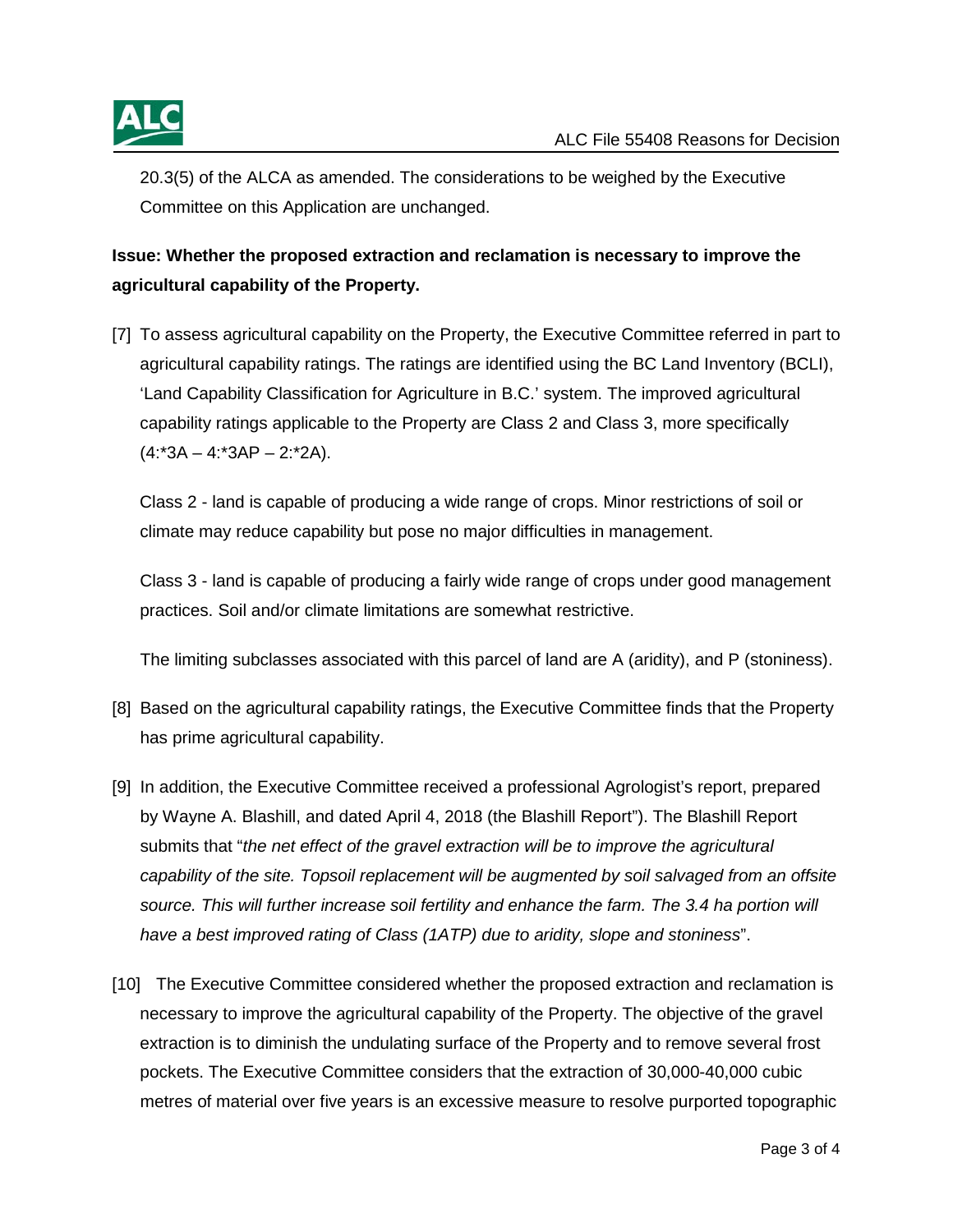20.3(5) of the ALCA as amended. The considerations to be weighed by the Executive Committee on this Application are unchanged.

**Issue: Whether the proposed extraction and reclamation is necessary to improve the agricultural capability of the Property.**

[7] To assess agricultural capability on the Property, the Executive Committee referred in part to agricultural capability ratings. The ratings are identified using the BC Land Inventory (BCLI), 'Land Capability Classification for Agriculture in B.C.' system. The improved agricultural capability ratings applicable to the Property are Class 2 and Class 3, more specifically (4:*3A – 4:*3AP – 2:*2A).

Class 2 - land is capable of producing a wide range of crops. Minor restrictions of soil or climate may reduce capability but pose no major difficulties in management.

Class 3 - land is capable of producing a fairly wide range of crops under good management practices. Soil and/or climate limitations are somewhat restrictive.

The limiting subclasses associated with this parcel of land are A (aridity), and P (stoniness).

[8] Based on the agricultural capability ratings, the Executive Committee finds that the Property has prime agricultural capability.

[9] In addition, the Executive Committee received a professional Agrologist's report, prepared by Wayne A. Blashill, and dated April 4, 2018 (the Blashill Report"). The Blashill Report submits that "*the net effect of the gravel extraction will be to improve the agricultural capability of the site. Topsoil replacement will be augmented by soil salvaged from an offsite source. This will further increase soil fertility and enhance the farm. The 3.4 ha portion will have a best improved rating of Class (1ATP) due to aridity, slope and stoniness*".

[10] The Executive Committee considered whether the proposed extraction and reclamation is necessary to improve the agricultural capability of the Property. The objective of the gravel extraction is to diminish the undulating surface of the Property and to remove several frost pockets. The Executive Committee considers that the extraction of 30,000-40,000 cubic metres of material over five years is an excessive measure to resolve purported topographic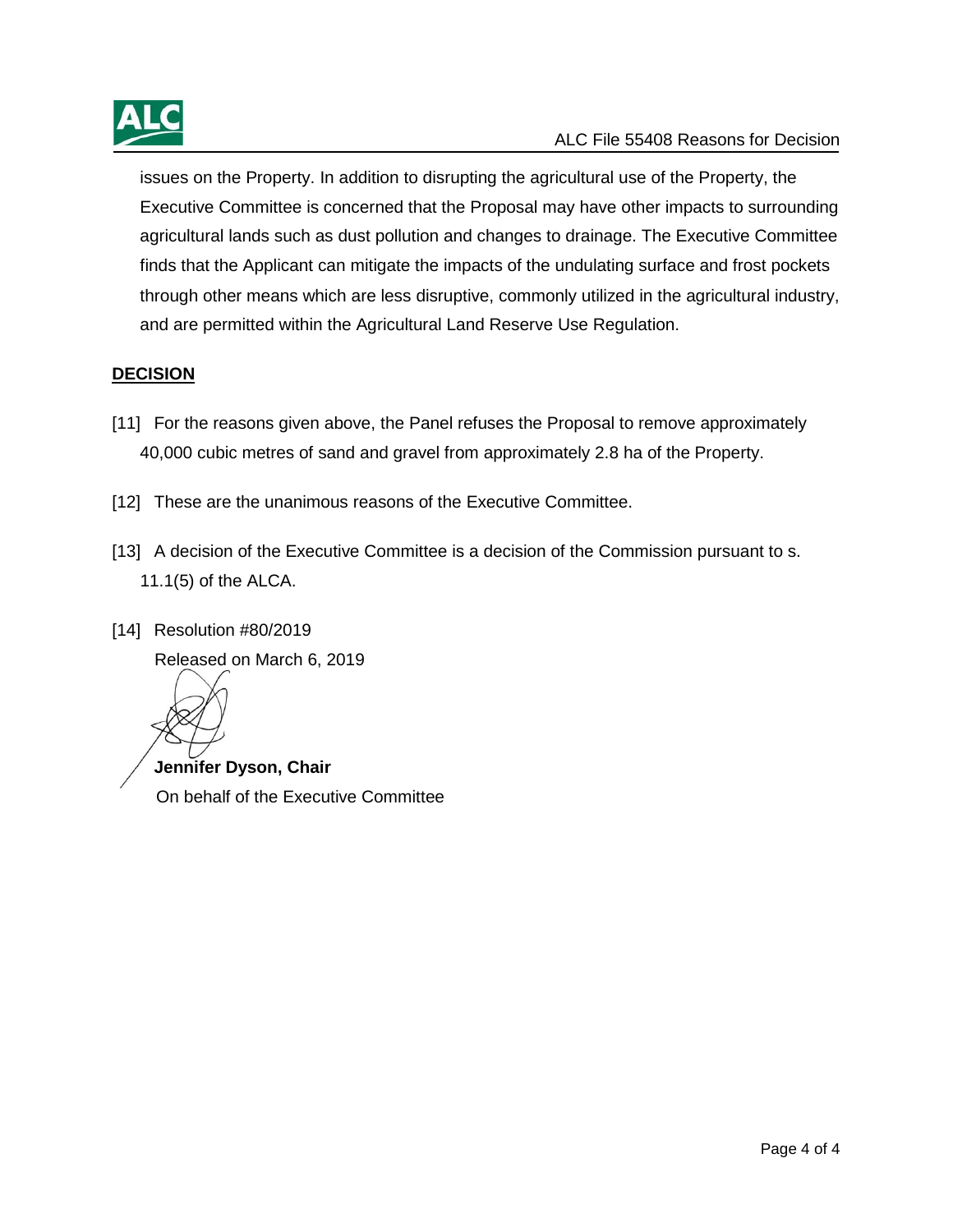issues on the Property. In addition to disrupting the agricultural use of the Property, the Executive Committee is concerned that the Proposal may have other impacts to surrounding agricultural lands such as dust pollution and changes to drainage. The Executive Committee finds that the Applicant can mitigate the impacts of the undulating surface and frost pockets through other means which are less disruptive, commonly utilized in the agricultural industry, and are permitted within the Agricultural Land Reserve Use Regulation.

## DECISION

[11] For the reasons given above, the Panel refuses the Proposal to remove approximately 40,000 cubic metres of sand and gravel from approximately 2.8 ha of the Property.

[12] These are the unanimous reasons of the Executive Committee.

[13] A decision of the Executive Committee is a decision of the Commission pursuant to s. 11.1(5) of the ALCA.

[14] Resolution #80/2019

Released on March 6, 2019

**Jennifer Dyson, Chair**

On behalf of the Executive Committee